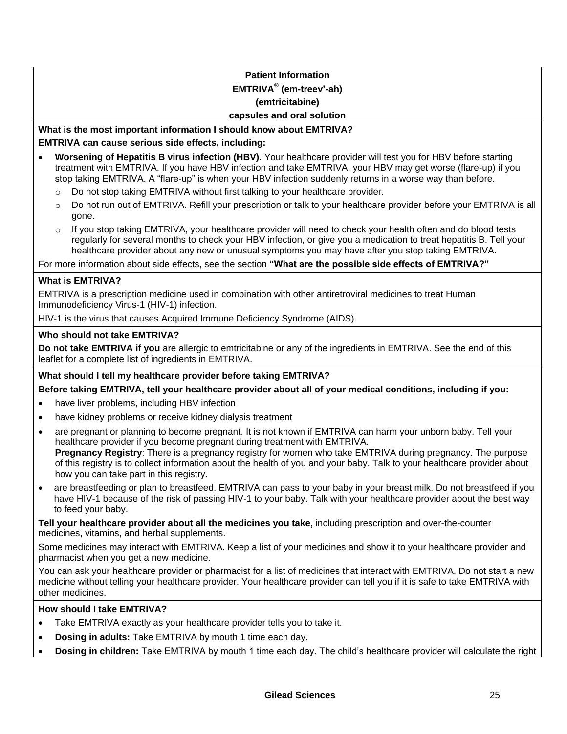# Patient Information

## EMTRIVA® (em-treev'-ah)

## (emtricitabine)

## capsules and oral solution

**What is the most important information I should know about EMTRIVA?**

**EMTRIVA can cause serious side effects, including:**

- **Worsening of Hepatitis B virus infection (HBV).** Your healthcare provider will test you for HBV before starting treatment with EMTRIVA. If you have HBV infection and take EMTRIVA, your HBV may get worse (flare-up) if you stop taking EMTRIVA. A "flare-up" is when your HBV infection suddenly returns in a worse way than before.
  - Do not stop taking EMTRIVA without first talking to your healthcare provider.
  - Do not run out of EMTRIVA. Refill your prescription or talk to your healthcare provider before your EMTRIVA is all gone.
  - If you stop taking EMTRIVA, your healthcare provider will need to check your health often and do blood tests regularly for several months to check your HBV infection, or give you a medication to treat hepatitis B. Tell your healthcare provider about any new or unusual symptoms you may have after you stop taking EMTRIVA.

For more information about side effects, see the section **"What are the possible side effects of EMTRIVA?"**

**What is EMTRIVA?**

EMTRIVA is a prescription medicine used in combination with other antiretroviral medicines to treat Human Immunodeficiency Virus-1 (HIV-1) infection.

HIV-1 is the virus that causes Acquired Immune Deficiency Syndrome (AIDS).

**Who should not take EMTRIVA?**

**Do not take EMTRIVA if you** are allergic to emtricitabine or any of the ingredients in EMTRIVA. See the end of this leaflet for a complete list of ingredients in EMTRIVA.

**What should I tell my healthcare provider before taking EMTRIVA?**

**Before taking EMTRIVA, tell your healthcare provider about all of your medical conditions, including if you:**

- have liver problems, including HBV infection
- have kidney problems or receive kidney dialysis treatment
- are pregnant or planning to become pregnant. It is not known if EMTRIVA can harm your unborn baby. Tell your healthcare provider if you become pregnant during treatment with EMTRIVA.
  **Pregnancy Registry**: There is a pregnancy registry for women who take EMTRIVA during pregnancy. The purpose of this registry is to collect information about the health of you and your baby. Talk to your healthcare provider about how you can take part in this registry.
- are breastfeeding or plan to breastfeed. EMTRIVA can pass to your baby in your breast milk. Do not breastfeed if you have HIV-1 because of the risk of passing HIV-1 to your baby. Talk with your healthcare provider about the best way to feed your baby.

**Tell your healthcare provider about all the medicines you take,** including prescription and over-the-counter medicines, vitamins, and herbal supplements.

Some medicines may interact with EMTRIVA. Keep a list of your medicines and show it to your healthcare provider and pharmacist when you get a new medicine.

You can ask your healthcare provider or pharmacist for a list of medicines that interact with EMTRIVA. Do not start a new medicine without telling your healthcare provider. Your healthcare provider can tell you if it is safe to take EMTRIVA with other medicines.

**How should I take EMTRIVA?**

- Take EMTRIVA exactly as your healthcare provider tells you to take it.
- **Dosing in adults:** Take EMTRIVA by mouth 1 time each day.
- **Dosing in children:** Take EMTRIVA by mouth 1 time each day. The child's healthcare provider will calculate the right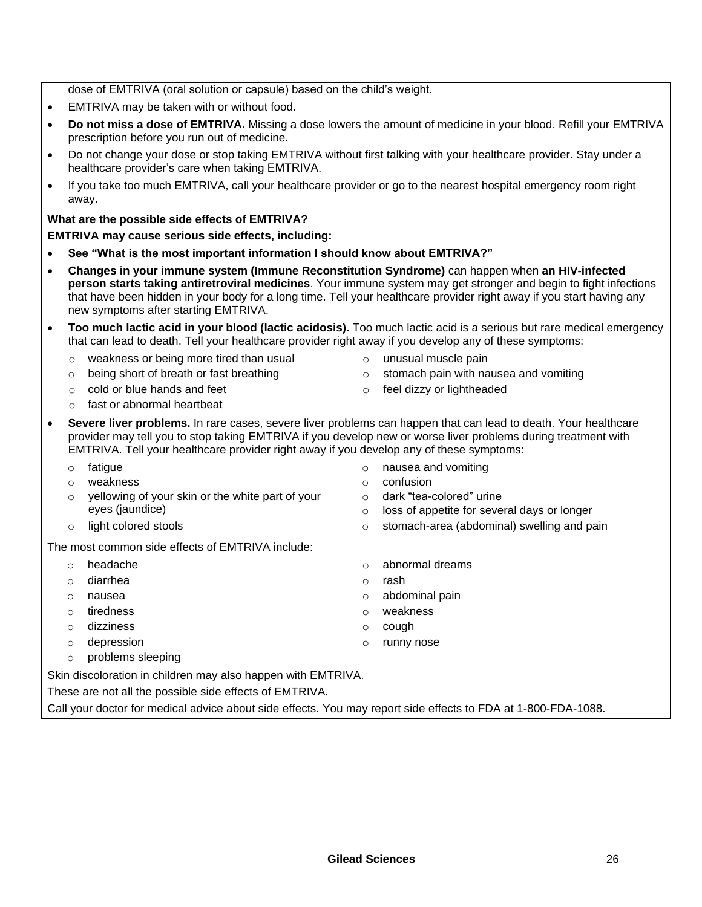dose of EMTRIVA (oral solution or capsule) based on the child's weight.

- EMTRIVA may be taken with or without food.
- **Do not miss a dose of EMTRIVA.** Missing a dose lowers the amount of medicine in your blood. Refill your EMTRIVA prescription before you run out of medicine.
- Do not change your dose or stop taking EMTRIVA without first talking with your healthcare provider. Stay under a healthcare provider's care when taking EMTRIVA.
- If you take too much EMTRIVA, call your healthcare provider or go to the nearest hospital emergency room right away.

**What are the possible side effects of EMTRIVA?**

**EMTRIVA may cause serious side effects, including:**

- **See "What is the most important information I should know about EMTRIVA?"**
- **Changes in your immune system (Immune Reconstitution Syndrome)** can happen when **an HIV-infected person starts taking antiretroviral medicines**. Your immune system may get stronger and begin to fight infections that have been hidden in your body for a long time. Tell your healthcare provider right away if you start having any new symptoms after starting EMTRIVA.
- **Too much lactic acid in your blood (lactic acidosis).** Too much lactic acid is a serious but rare medical emergency that can lead to death. Tell your healthcare provider right away if you develop any of these symptoms:
  - weakness or being more tired than usual
  - being short of breath or fast breathing
  - cold or blue hands and feet
  - fast or abnormal heartbeat
  - unusual muscle pain
  - stomach pain with nausea and vomiting
  - feel dizzy or lightheaded
- **Severe liver problems.** In rare cases, severe liver problems can happen that can lead to death. Your healthcare provider may tell you to stop taking EMTRIVA if you develop new or worse liver problems during treatment with EMTRIVA. Tell your healthcare provider right away if you develop any of these symptoms:
  - fatigue
  - weakness
  - yellowing of your skin or the white part of your eyes (jaundice)
  - light colored stools
  - nausea and vomiting
  - confusion
  - dark "tea-colored" urine
  - loss of appetite for several days or longer
  - stomach-area (abdominal) swelling and pain

The most common side effects of EMTRIVA include:

- headache
- diarrhea
- nausea
- tiredness
- dizziness
- depression
- problems sleeping
- abnormal dreams
- rash
- abdominal pain
- weakness
- cough
- runny nose

Skin discoloration in children may also happen with EMTRIVA.

These are not all the possible side effects of EMTRIVA.

Call your doctor for medical advice about side effects. You may report side effects to FDA at 1-800-FDA-1088.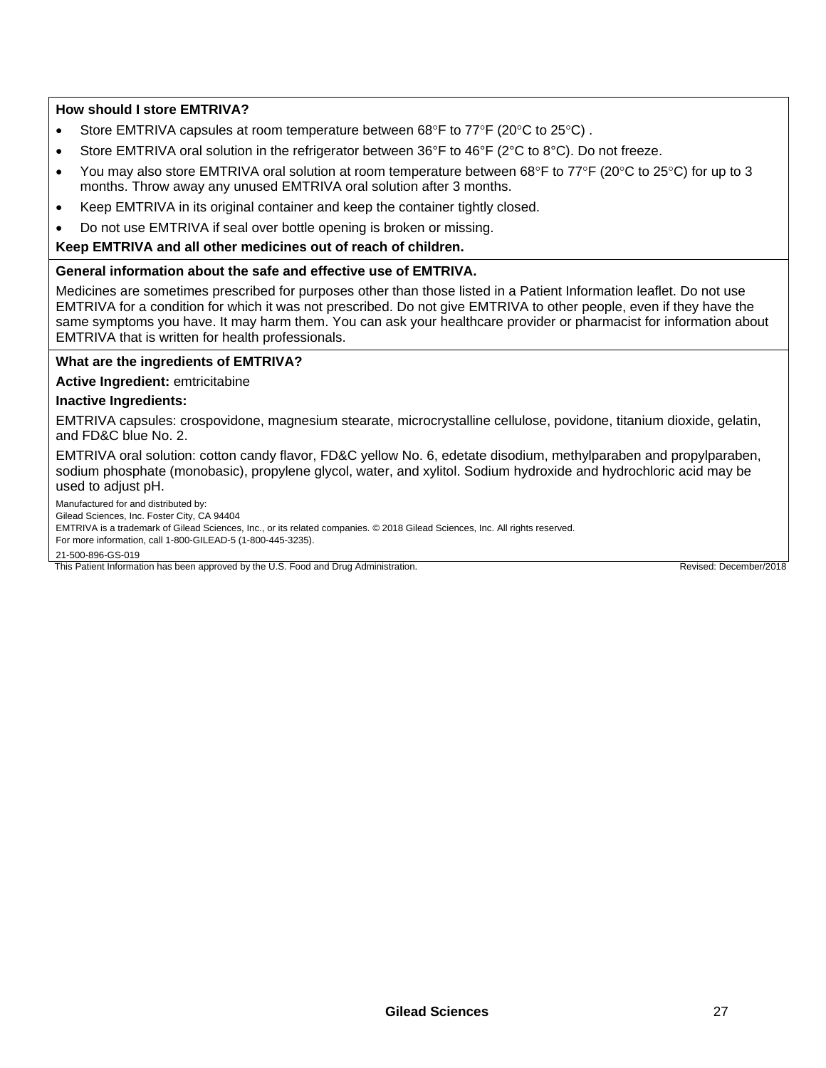**How should I store EMTRIVA?**

- Store EMTRIVA capsules at room temperature between 68°F to 77°F (20°C to 25°C) .
- Store EMTRIVA oral solution in the refrigerator between 36°F to 46°F (2°C to 8°C). Do not freeze.
- You may also store EMTRIVA oral solution at room temperature between 68°F to 77°F (20°C to 25°C) for up to 3 months. Throw away any unused EMTRIVA oral solution after 3 months.
- Keep EMTRIVA in its original container and keep the container tightly closed.
- Do not use EMTRIVA if seal over bottle opening is broken or missing.

**Keep EMTRIVA and all other medicines out of reach of children.**

**General information about the safe and effective use of EMTRIVA.**

Medicines are sometimes prescribed for purposes other than those listed in a Patient Information leaflet. Do not use EMTRIVA for a condition for which it was not prescribed. Do not give EMTRIVA to other people, even if they have the same symptoms you have. It may harm them. You can ask your healthcare provider or pharmacist for information about EMTRIVA that is written for health professionals.

**What are the ingredients of EMTRIVA?**

**Active Ingredient:** emtricitabine

**Inactive Ingredients:**

EMTRIVA capsules: crospovidone, magnesium stearate, microcrystalline cellulose, povidone, titanium dioxide, gelatin, and FD&C blue No. 2.

EMTRIVA oral solution: cotton candy flavor, FD&C yellow No. 6, edetate disodium, methylparaben and propylparaben, sodium phosphate (monobasic), propylene glycol, water, and xylitol. Sodium hydroxide and hydrochloric acid may be used to adjust pH.

Manufactured for and distributed by:
Gilead Sciences, Inc. Foster City, CA 94404
EMTRIVA is a trademark of Gilead Sciences, Inc., or its related companies. © 2018 Gilead Sciences, Inc. All rights reserved.
For more information, call 1-800-GILEAD-5 (1-800-445-3235).

21-500-896-GS-019

This Patient Information has been approved by the U.S. Food and Drug Administration. Revised: December/2018